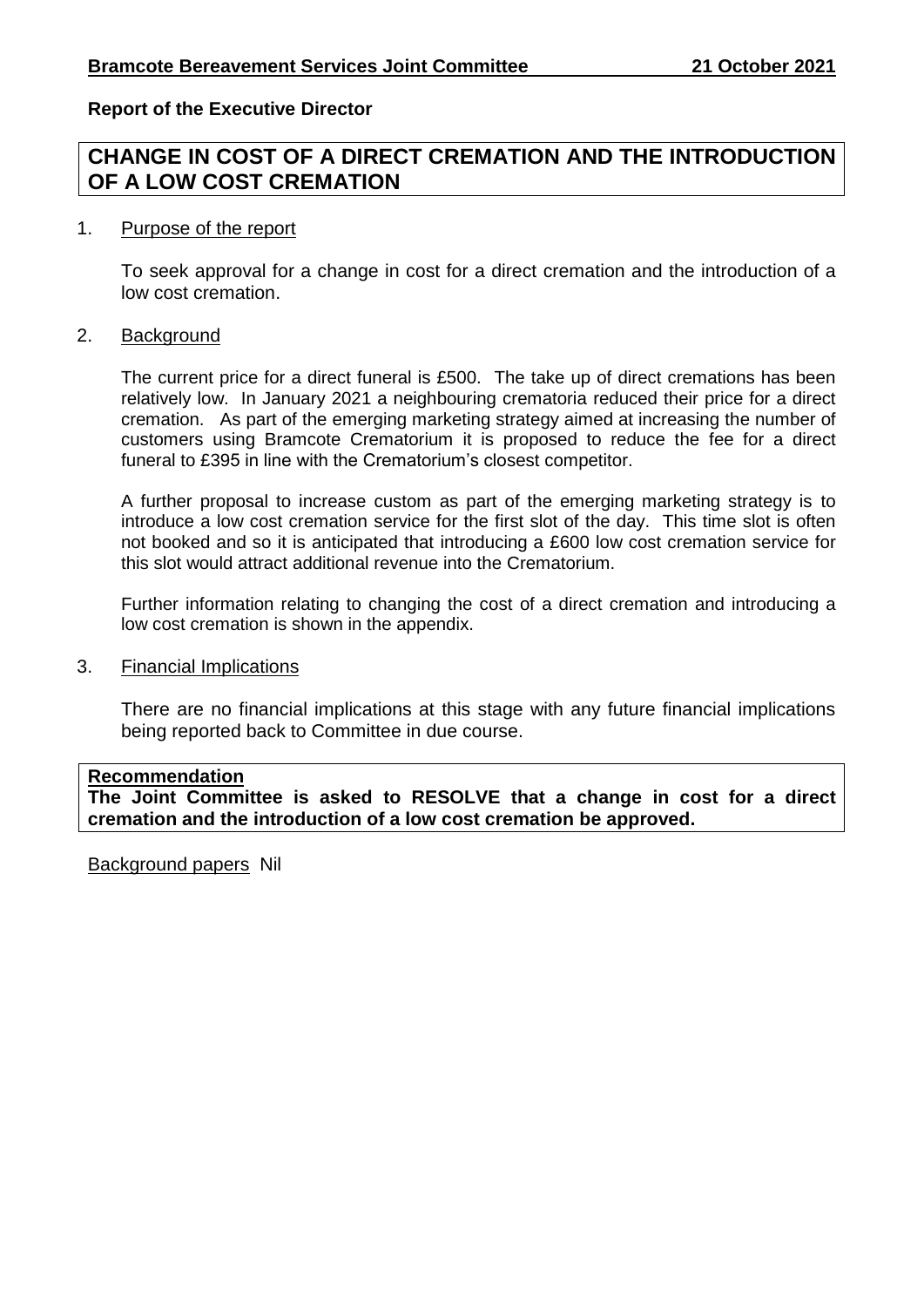**Bramcote Bereavement Services Joint Committee 21 October 2021**

**Report of the Executive Director**

# CHANGE IN COST OF A DIRECT CREMATION AND THE INTRODUCTION OF A LOW COST CREMATION

1. Purpose of the report

   To seek approval for a change in cost for a direct cremation and the introduction of a low cost cremation.

2. Background

   The current price for a direct funeral is £500. The take up of direct cremations has been relatively low. In January 2021 a neighbouring crematoria reduced their price for a direct cremation. As part of the emerging marketing strategy aimed at increasing the number of customers using Bramcote Crematorium it is proposed to reduce the fee for a direct funeral to £395 in line with the Crematorium's closest competitor.

   A further proposal to increase custom as part of the emerging marketing strategy is to introduce a low cost cremation service for the first slot of the day. This time slot is often not booked and so it is anticipated that introducing a £600 low cost cremation service for this slot would attract additional revenue into the Crematorium.

   Further information relating to changing the cost of a direct cremation and introducing a low cost cremation is shown in the appendix.

3. Financial Implications

   There are no financial implications at this stage with any future financial implications being reported back to Committee in due course.

**Recommendation**
**The Joint Committee is asked to RESOLVE that a change in cost for a direct cremation and the introduction of a low cost cremation be approved.**

Background papers Nil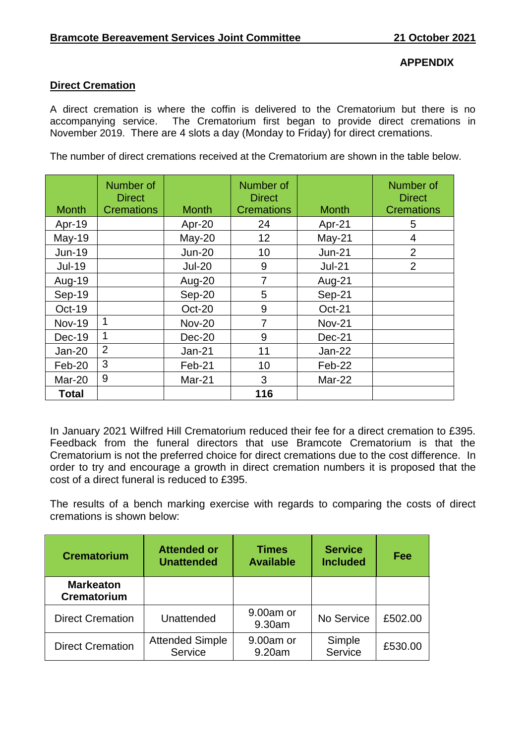**APPENDIX**

## Direct Cremation

A direct cremation is where the coffin is delivered to the Crematorium but there is no accompanying service. The Crematorium first began to provide direct cremations in November 2019. There are 4 slots a day (Monday to Friday) for direct cremations.

The number of direct cremations received at the Crematorium are shown in the table below.

| Month | Number of Direct Cremations | Month | Number of Direct Cremations | Month | Number of Direct Cremations |
|---|---|---|---|---|---|
| Apr-19 | | Apr-20 | 24 | Apr-21 | 5 |
| May-19 | | May-20 | 12 | May-21 | 4 |
| Jun-19 | | Jun-20 | 10 | Jun-21 | 2 |
| Jul-19 | | Jul-20 | 9 | Jul-21 | 2 |
| Aug-19 | | Aug-20 | 7 | Aug-21 | |
| Sep-19 | | Sep-20 | 5 | Sep-21 | |
| Oct-19 | | Oct-20 | 9 | Oct-21 | |
| Nov-19 | 1 | Nov-20 | 7 | Nov-21 | |
| Dec-19 | 1 | Dec-20 | 9 | Dec-21 | |
| Jan-20 | 2 | Jan-21 | 11 | Jan-22 | |
| Feb-20 | 3 | Feb-21 | 10 | Feb-22 | |
| Mar-20 | 9 | Mar-21 | 3 | Mar-22 | |
| **Total** | | | **116** | | |

In January 2021 Wilfred Hill Crematorium reduced their fee for a direct cremation to £395. Feedback from the funeral directors that use Bramcote Crematorium is that the Crematorium is not the preferred choice for direct cremations due to the cost difference. In order to try and encourage a growth in direct cremation numbers it is proposed that the cost of a direct funeral is reduced to £395.

The results of a bench marking exercise with regards to comparing the costs of direct cremations is shown below:

| Crematorium | Attended or Unattended | Times Available | Service Included | Fee |
|---|---|---|---|---|
| **Markeaton Crematorium** | | | | |
| Direct Cremation | Unattended | 9.00am or 9.30am | No Service | £502.00 |
| Direct Cremation | Attended Simple Service | 9.00am or 9.20am | Simple Service | £530.00 |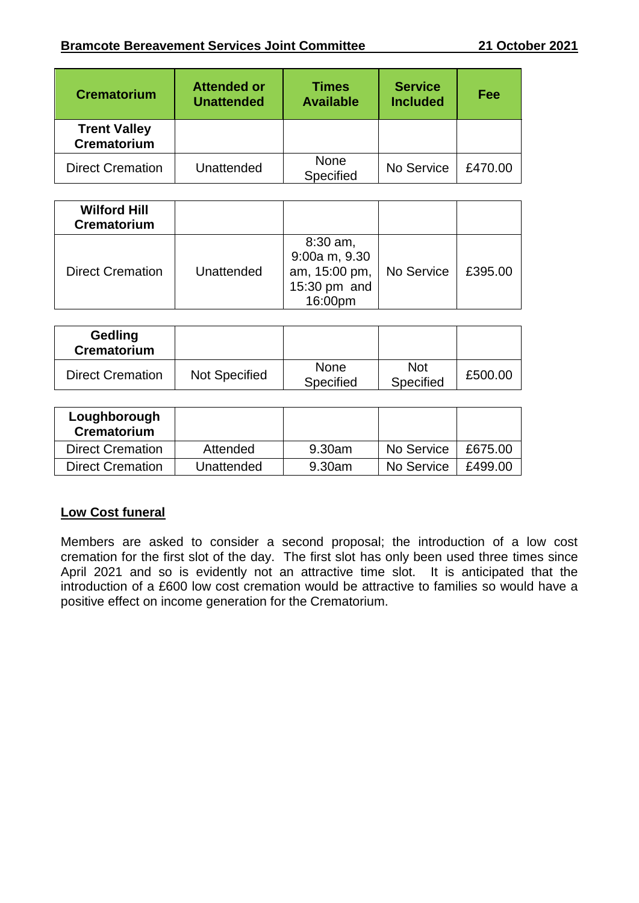| Crematorium | Attended or Unattended | Times Available | Service Included | Fee |
|---|---|---|---|---|
| **Trent Valley Crematorium** | | | | |
| Direct Cremation | Unattended | None Specified | No Service | £470.00 |
| **Wilford Hill Crematorium** | | | | |
| Direct Cremation | Unattended | 8:30 am, 9:00a m, 9.30 am, 15:00 pm, 15:30 pm and 16:00pm | No Service | £395.00 |
| **Gedling Crematorium** | | | | |
| Direct Cremation | Not Specified | None Specified | Not Specified | £500.00 |
| **Loughborough Crematorium** | | | | |
| Direct Cremation | Attended | 9.30am | No Service | £675.00 |
| Direct Cremation | Unattended | 9.30am | No Service | £499.00 |

**Low Cost funeral**

Members are asked to consider a second proposal; the introduction of a low cost cremation for the first slot of the day. The first slot has only been used three times since April 2021 and so is evidently not an attractive time slot. It is anticipated that the introduction of a £600 low cost cremation would be attractive to families so would have a positive effect on income generation for the Crematorium.